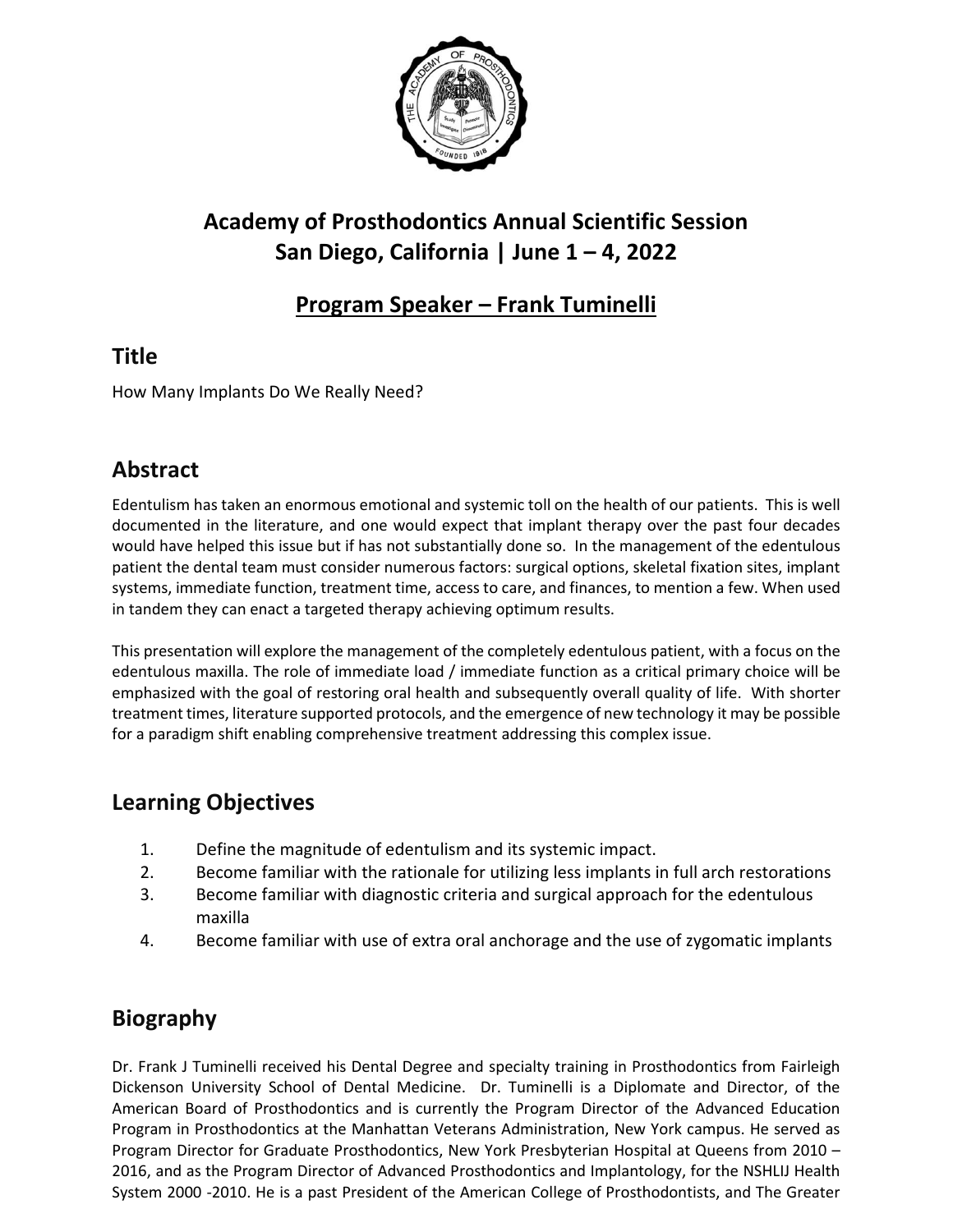# Academy of Prosthodontics Annual Scientific Session
# San Diego, California | June 1 – 4, 2022

## Program Speaker – Frank Tuminelli

## Title

How Many Implants Do We Really Need?

## Abstract

Edentulism has taken an enormous emotional and systemic toll on the health of our patients. This is well documented in the literature, and one would expect that implant therapy over the past four decades would have helped this issue but if has not substantially done so. In the management of the edentulous patient the dental team must consider numerous factors: surgical options, skeletal fixation sites, implant systems, immediate function, treatment time, access to care, and finances, to mention a few. When used in tandem they can enact a targeted therapy achieving optimum results.

This presentation will explore the management of the completely edentulous patient, with a focus on the edentulous maxilla. The role of immediate load / immediate function as a critical primary choice will be emphasized with the goal of restoring oral health and subsequently overall quality of life. With shorter treatment times, literature supported protocols, and the emergence of new technology it may be possible for a paradigm shift enabling comprehensive treatment addressing this complex issue.

## Learning Objectives

1. Define the magnitude of edentulism and its systemic impact.
2. Become familiar with the rationale for utilizing less implants in full arch restorations
3. Become familiar with diagnostic criteria and surgical approach for the edentulous maxilla
4. Become familiar with use of extra oral anchorage and the use of zygomatic implants

## Biography

Dr. Frank J Tuminelli received his Dental Degree and specialty training in Prosthodontics from Fairleigh Dickenson University School of Dental Medicine. Dr. Tuminelli is a Diplomate and Director, of the American Board of Prosthodontics and is currently the Program Director of the Advanced Education Program in Prosthodontics at the Manhattan Veterans Administration, New York campus. He served as Program Director for Graduate Prosthodontics, New York Presbyterian Hospital at Queens from 2010 – 2016, and as the Program Director of Advanced Prosthodontics and Implantology, for the NSHLIJ Health System 2000 -2010. He is a past President of the American College of Prosthodontists, and The Greater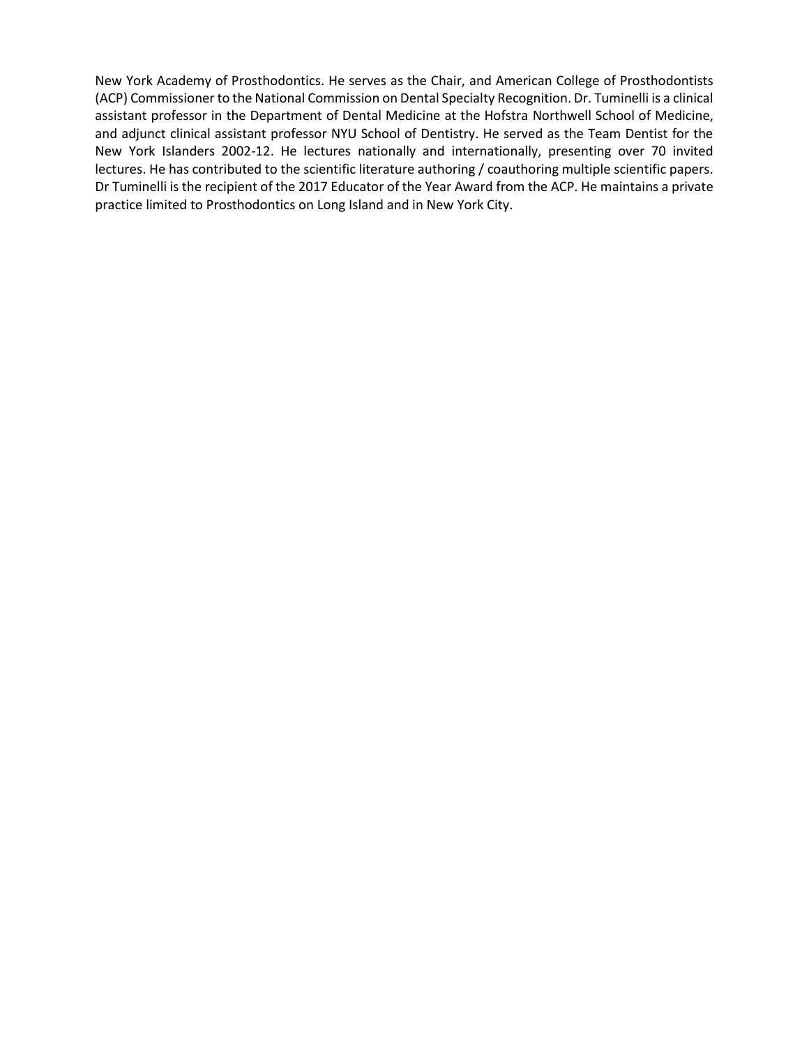New York Academy of Prosthodontics. He serves as the Chair, and American College of Prosthodontists (ACP) Commissioner to the National Commission on Dental Specialty Recognition. Dr. Tuminelli is a clinical assistant professor in the Department of Dental Medicine at the Hofstra Northwell School of Medicine, and adjunct clinical assistant professor NYU School of Dentistry. He served as the Team Dentist for the New York Islanders 2002-12. He lectures nationally and internationally, presenting over 70 invited lectures. He has contributed to the scientific literature authoring / coauthoring multiple scientific papers. Dr Tuminelli is the recipient of the 2017 Educator of the Year Award from the ACP. He maintains a private practice limited to Prosthodontics on Long Island and in New York City.